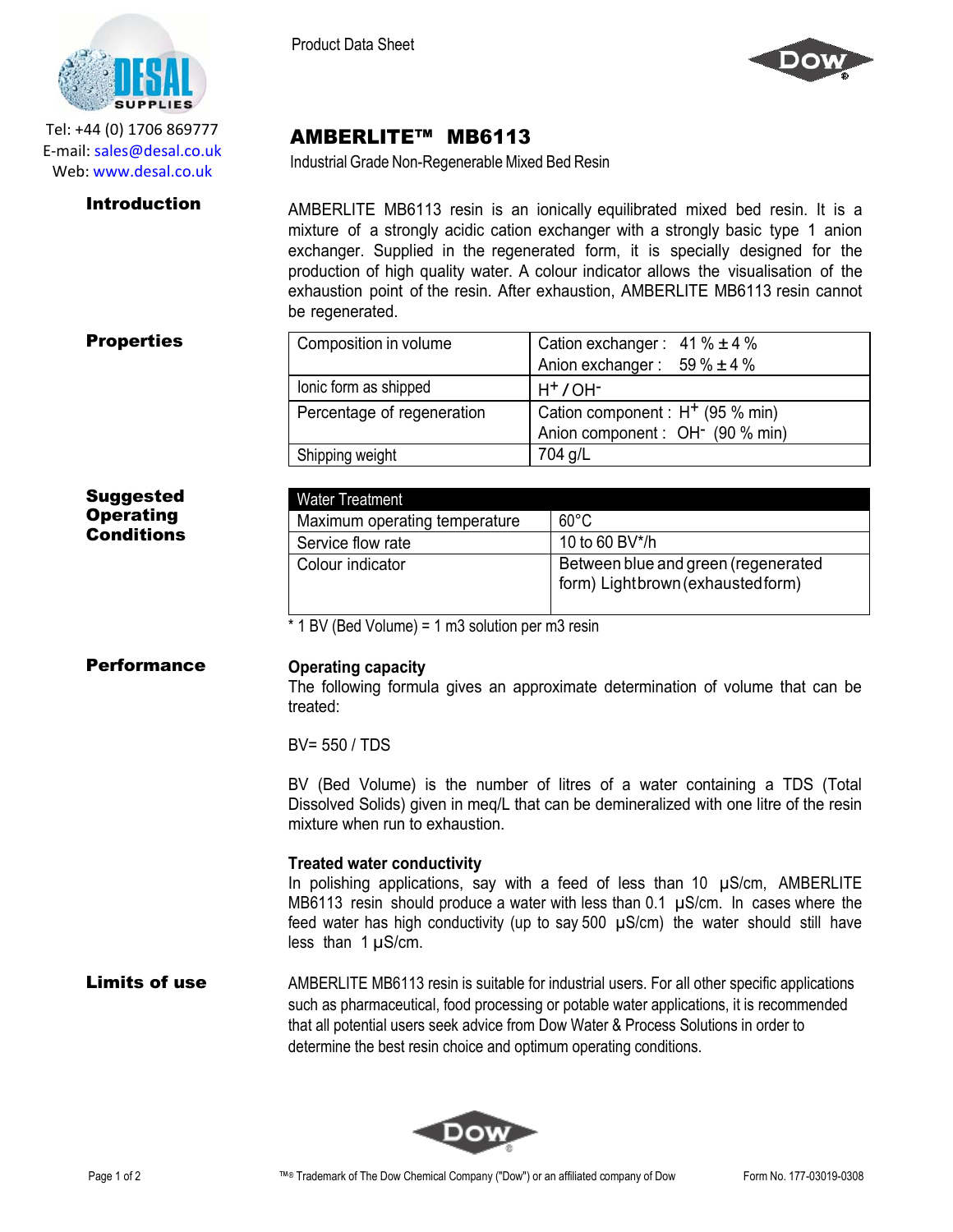Tel: +44 (0) 1706 869777
E-mail: sales@desal.co.uk
Web: www.desal.co.uk

Product Data Sheet

# AMBERLITE™ MB6113

Industrial Grade Non-Regenerable Mixed Bed Resin

## Introduction

AMBERLITE MB6113 resin is an ionically equilibrated mixed bed resin. It is a mixture of a strongly acidic cation exchanger with a strongly basic type 1 anion exchanger. Supplied in the regenerated form, it is specially designed for the production of high quality water. A colour indicator allows the visualisation of the exhaustion point of the resin. After exhaustion, AMBERLITE MB6113 resin cannot be regenerated.

## Properties

| | |
|---|---|
| Composition in volume | Cation exchanger : 41 % ± 4 %<br>Anion exchanger : 59 % ± 4 % |
| Ionic form as shipped | $H^+ / OH^-$ |
| Percentage of regeneration | Cation component : $H^+$ (95 % min)<br>Anion component : $OH^-$ (90 % min) |
| Shipping weight | 704 g/L |

## Suggested Operating Conditions

| Water Treatment | |
|---|---|
| Maximum operating temperature | 60°C |
| Service flow rate | 10 to 60 BV*/h |
| Colour indicator | Between blue and green (regenerated form) Light brown (exhausted form) |

\* 1 BV (Bed Volume) = 1 m3 solution per m3 resin

## Performance

**Operating capacity**

The following formula gives an approximate determination of volume that can be treated:

BV= 550 / TDS

BV (Bed Volume) is the number of litres of a water containing a TDS (Total Dissolved Solids) given in meq/L that can be demineralized with one litre of the resin mixture when run to exhaustion.

**Treated water conductivity**

In polishing applications, say with a feed of less than 10 µS/cm, AMBERLITE MB6113 resin should produce a water with less than 0.1 µS/cm. In cases where the feed water has high conductivity (up to say 500 µS/cm) the water should still have less than 1 µS/cm.

## Limits of use

AMBERLITE MB6113 resin is suitable for industrial users. For all other specific applications such as pharmaceutical, food processing or potable water applications, it is recommended that all potential users seek advice from Dow Water & Process Solutions in order to determine the best resin choice and optimum operating conditions.

™® Trademark of The Dow Chemical Company ("Dow") or an affiliated company of Dow

Form No. 177-03019-0308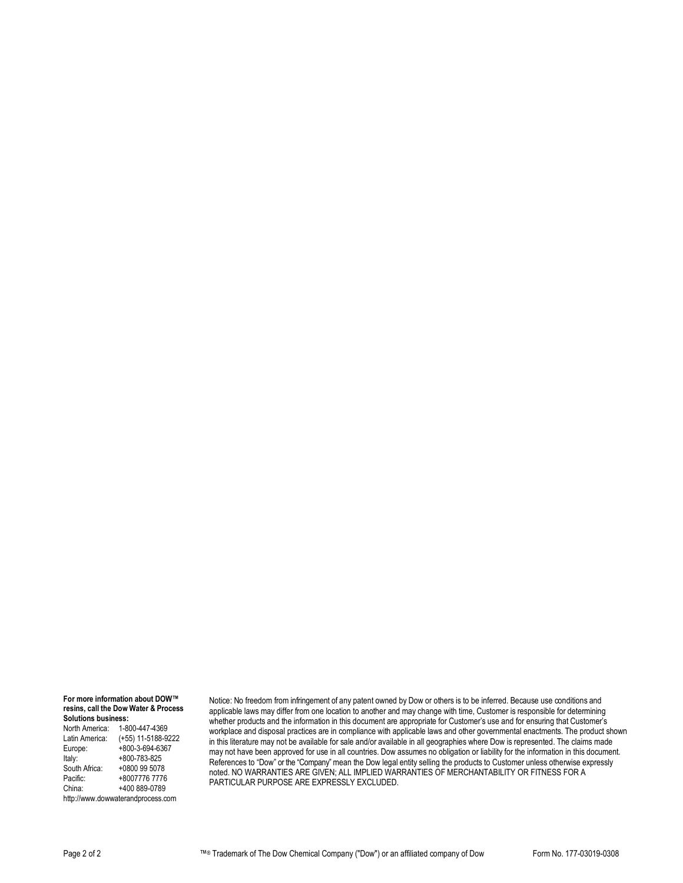**For more information about DOW™ resins, call the Dow Water & Process Solutions business:**

| | |
|---|---|
| North America: | 1-800-447-4369 |
| Latin America: | (+55) 11-5188-9222 |
| Europe: | +800-3-694-6367 |
| Italy: | +800-783-825 |
| South Africa: | +0800 99 5078 |
| Pacific: | +8007776 7776 |
| China: | +400 889-0789 |

http://www.dowwaterandprocess.com

Notice: No freedom from infringement of any patent owned by Dow or others is to be inferred. Because use conditions and applicable laws may differ from one location to another and may change with time, Customer is responsible for determining whether products and the information in this document are appropriate for Customer's use and for ensuring that Customer's workplace and disposal practices are in compliance with applicable laws and other governmental enactments. The product shown in this literature may not be available for sale and/or available in all geographies where Dow is represented. The claims made may not have been approved for use in all countries. Dow assumes no obligation or liability for the information in this document. References to "Dow" or the "Company" mean the Dow legal entity selling the products to Customer unless otherwise expressly noted. NO WARRANTIES ARE GIVEN; ALL IMPLIED WARRANTIES OF MERCHANTABILITY OR FITNESS FOR A PARTICULAR PURPOSE ARE EXPRESSLY EXCLUDED.

™® Trademark of The Dow Chemical Company ("Dow") or an affiliated company of Dow

Form No. 177-03019-0308